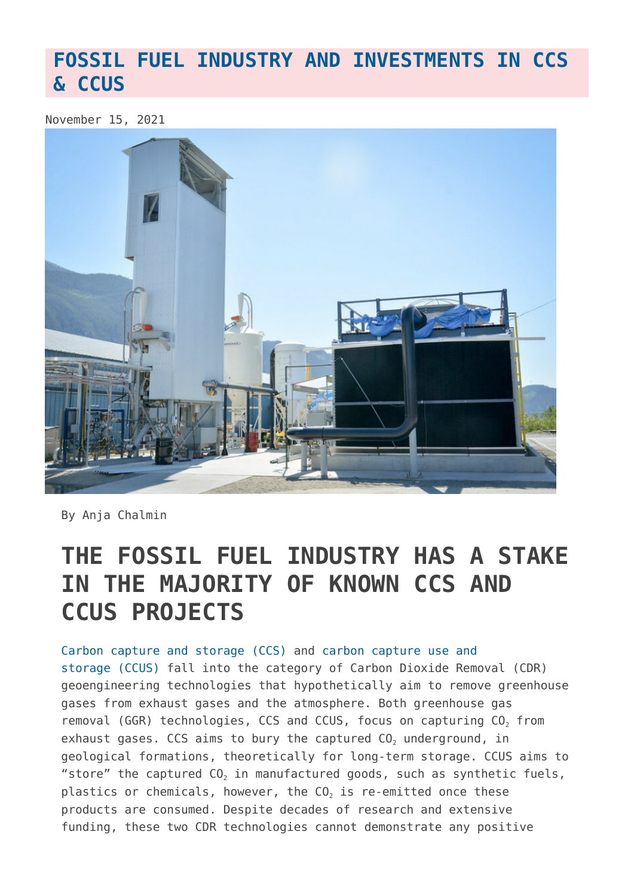# FOSSIL FUEL INDUSTRY AND INVESTMENTS IN CCS & CCUS

November 15, 2021

By Anja Chalmin

## THE FOSSIL FUEL INDUSTRY HAS A STAKE IN THE MAJORITY OF KNOWN CCS AND CCUS PROJECTS

Carbon capture and storage (CCS) and carbon capture use and storage (CCUS) fall into the category of Carbon Dioxide Removal (CDR) geoengineering technologies that hypothetically aim to remove greenhouse gases from exhaust gases and the atmosphere. Both greenhouse gas removal (GGR) technologies, CCS and CCUS, focus on capturing $CO_2$ from exhaust gases. CCS aims to bury the captured $CO_2$ underground, in geological formations, theoretically for long-term storage. CCUS aims to "store" the captured $CO_2$ in manufactured goods, such as synthetic fuels, plastics or chemicals, however, the $CO_2$ is re-emitted once these products are consumed. Despite decades of research and extensive funding, these two CDR technologies cannot demonstrate any positive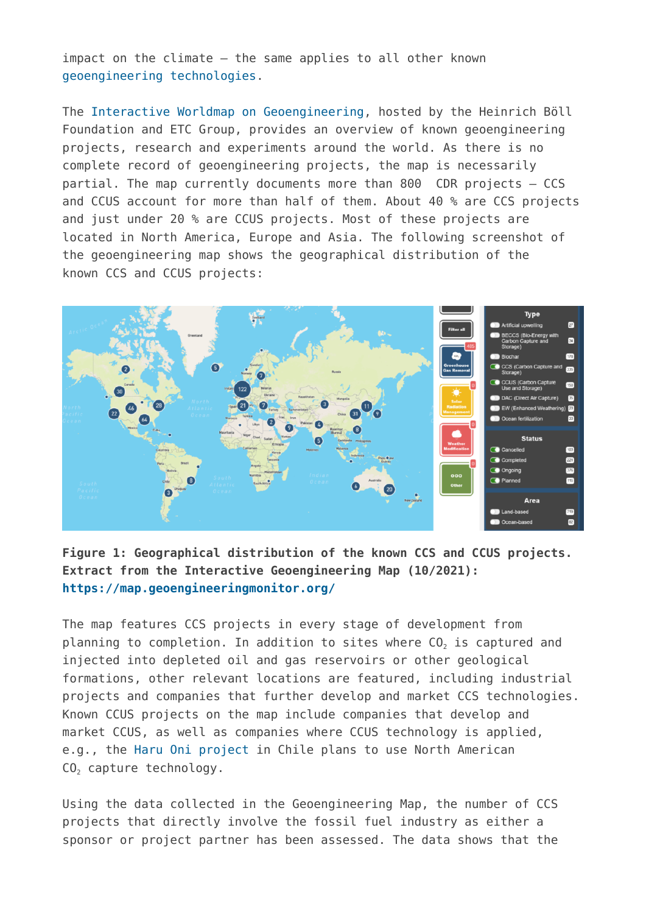impact on the climate – the same applies to all other known geoengineering technologies.

The Interactive Worldmap on Geoengineering, hosted by the Heinrich Böll Foundation and ETC Group, provides an overview of known geoengineering projects, research and experiments around the world. As there is no complete record of geoengineering projects, the map is necessarily partial. The map currently documents more than 800 CDR projects – CCS and CCUS account for more than half of them. About 40 % are CCS projects and just under 20 % are CCUS projects. Most of these projects are located in North America, Europe and Asia. The following screenshot of the geoengineering map shows the geographical distribution of the known CCS and CCUS projects:

**Figure 1: Geographical distribution of the known CCS and CCUS projects. Extract from the Interactive Geoengineering Map (10/2021): https://map.geoengineeringmonitor.org/**

The map features CCS projects in every stage of development from planning to completion. In addition to sites where $CO_2$ is captured and injected into depleted oil and gas reservoirs or other geological formations, other relevant locations are featured, including industrial projects and companies that further develop and market CCS technologies. Known CCUS projects on the map include companies that develop and market CCUS, as well as companies where CCUS technology is applied, e.g., the Haru Oni project in Chile plans to use North American $CO_2$ capture technology.

Using the data collected in the Geoengineering Map, the number of CCS projects that directly involve the fossil fuel industry as either a sponsor or project partner has been assessed. The data shows that the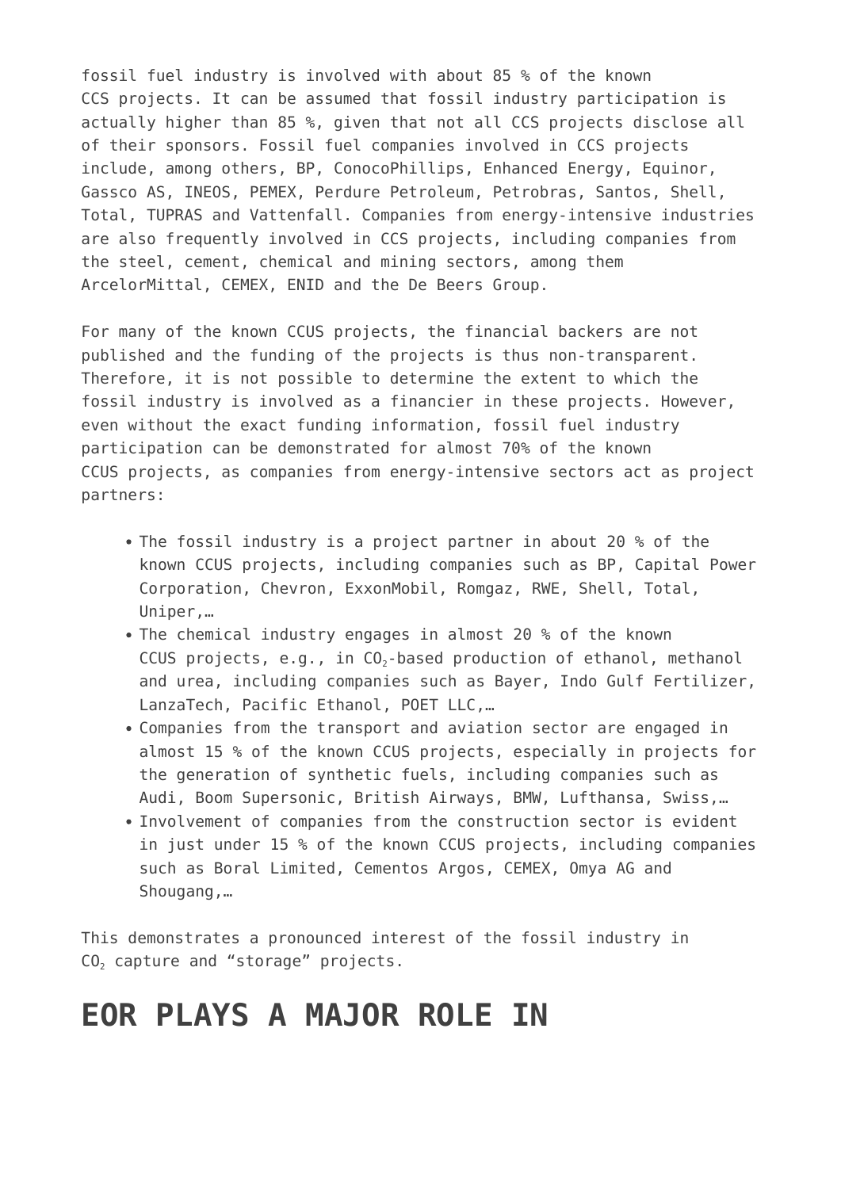fossil fuel industry is involved with about 85 % of the known CCS projects. It can be assumed that fossil industry participation is actually higher than 85 %, given that not all CCS projects disclose all of their sponsors. Fossil fuel companies involved in CCS projects include, among others, BP, ConocoPhillips, Enhanced Energy, Equinor, Gassco AS, INEOS, PEMEX, Perdure Petroleum, Petrobras, Santos, Shell, Total, TUPRAS and Vattenfall. Companies from energy-intensive industries are also frequently involved in CCS projects, including companies from the steel, cement, chemical and mining sectors, among them ArcelorMittal, CEMEX, ENID and the De Beers Group.

For many of the known CCUS projects, the financial backers are not published and the funding of the projects is thus non-transparent. Therefore, it is not possible to determine the extent to which the fossil industry is involved as a financier in these projects. However, even without the exact funding information, fossil fuel industry participation can be demonstrated for almost 70% of the known CCUS projects, as companies from energy-intensive sectors act as project partners:

- The fossil industry is a project partner in about 20 % of the known CCUS projects, including companies such as BP, Capital Power Corporation, Chevron, ExxonMobil, Romgaz, RWE, Shell, Total, Uniper,…
- The chemical industry engages in almost 20 % of the known CCUS projects, e.g., in $CO_2$-based production of ethanol, methanol and urea, including companies such as Bayer, Indo Gulf Fertilizer, LanzaTech, Pacific Ethanol, POET LLC,…
- Companies from the transport and aviation sector are engaged in almost 15 % of the known CCUS projects, especially in projects for the generation of synthetic fuels, including companies such as Audi, Boom Supersonic, British Airways, BMW, Lufthansa, Swiss,…
- Involvement of companies from the construction sector is evident in just under 15 % of the known CCUS projects, including companies such as Boral Limited, Cementos Argos, CEMEX, Omya AG and Shougang,…

This demonstrates a pronounced interest of the fossil industry in $CO_2$ capture and "storage" projects.

## EOR PLAYS A MAJOR ROLE IN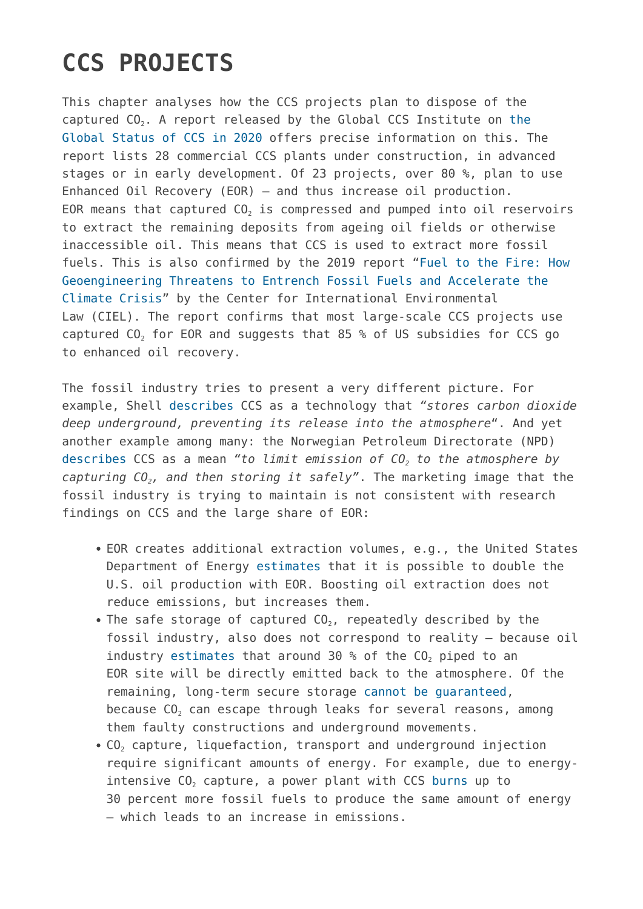# CCS PROJECTS

This chapter analyses how the CCS projects plan to dispose of the captured $CO_2$. A report released by the Global CCS Institute on the Global Status of CCS in 2020 offers precise information on this. The report lists 28 commercial CCS plants under construction, in advanced stages or in early development. Of 23 projects, over 80 %, plan to use Enhanced Oil Recovery (EOR) – and thus increase oil production. EOR means that captured $CO_2$ is compressed and pumped into oil reservoirs to extract the remaining deposits from ageing oil fields or otherwise inaccessible oil. This means that CCS is used to extract more fossil fuels. This is also confirmed by the 2019 report "Fuel to the Fire: How Geoengineering Threatens to Entrench Fossil Fuels and Accelerate the Climate Crisis" by the Center for International Environmental Law (CIEL). The report confirms that most large-scale CCS projects use captured $CO_2$ for EOR and suggests that 85 % of US subsidies for CCS go to enhanced oil recovery.

The fossil industry tries to present a very different picture. For example, Shell describes CCS as a technology that *"stores carbon dioxide deep underground, preventing its release into the atmosphere"*. And yet another example among many: the Norwegian Petroleum Directorate (NPD) describes CCS as a mean *"to limit emission of $CO_2$ to the atmosphere by capturing $CO_2$, and then storing it safely"*. The marketing image that the fossil industry is trying to maintain is not consistent with research findings on CCS and the large share of EOR:

- EOR creates additional extraction volumes, e.g., the United States Department of Energy estimates that it is possible to double the U.S. oil production with EOR. Boosting oil extraction does not reduce emissions, but increases them.
- The safe storage of captured $CO_2$, repeatedly described by the fossil industry, also does not correspond to reality – because oil industry estimates that around 30 % of the $CO_2$ piped to an EOR site will be directly emitted back to the atmosphere. Of the remaining, long-term secure storage cannot be guaranteed, because $CO_2$ can escape through leaks for several reasons, among them faulty constructions and underground movements.
- $CO_2$ capture, liquefaction, transport and underground injection require significant amounts of energy. For example, due to energy-intensive $CO_2$ capture, a power plant with CCS burns up to 30 percent more fossil fuels to produce the same amount of energy – which leads to an increase in emissions.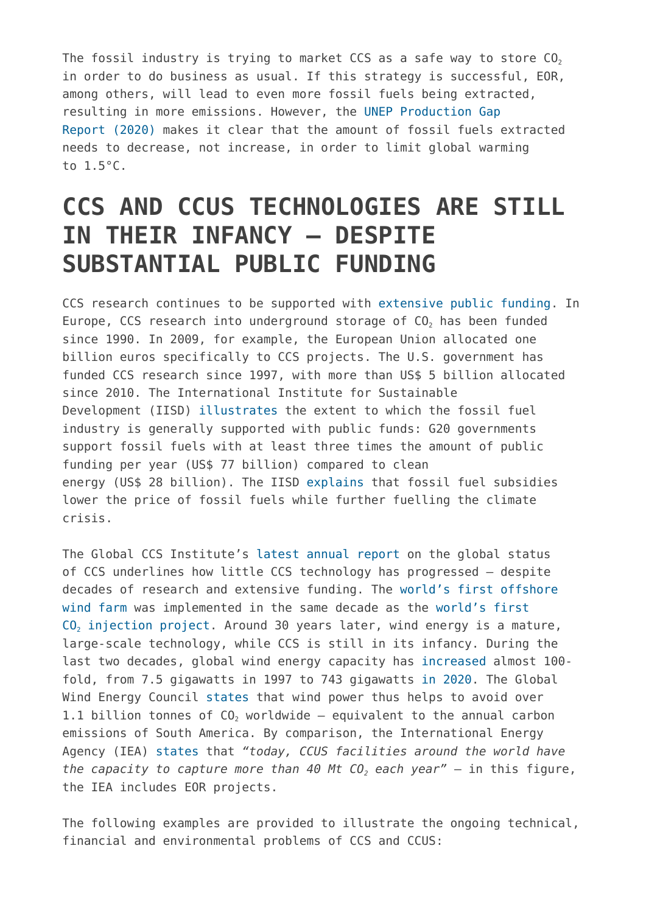The fossil industry is trying to market CCS as a safe way to store $CO_2$ in order to do business as usual. If this strategy is successful, EOR, among others, will lead to even more fossil fuels being extracted, resulting in more emissions. However, the UNEP Production Gap Report (2020) makes it clear that the amount of fossil fuels extracted needs to decrease, not increase, in order to limit global warming to 1.5°C.

# CCS AND CCUS TECHNOLOGIES ARE STILL IN THEIR INFANCY – DESPITE SUBSTANTIAL PUBLIC FUNDING

CCS research continues to be supported with extensive public funding. In Europe, CCS research into underground storage of $CO_2$ has been funded since 1990. In 2009, for example, the European Union allocated one billion euros specifically to CCS projects. The U.S. government has funded CCS research since 1997, with more than US$ 5 billion allocated since 2010. The International Institute for Sustainable Development (IISD) illustrates the extent to which the fossil fuel industry is generally supported with public funds: G20 governments support fossil fuels with at least three times the amount of public funding per year (US$ 77 billion) compared to clean energy (US$ 28 billion). The IISD explains that fossil fuel subsidies lower the price of fossil fuels while further fuelling the climate crisis.

The Global CCS Institute's latest annual report on the global status of CCS underlines how little CCS technology has progressed – despite decades of research and extensive funding. The world's first offshore wind farm was implemented in the same decade as the world's first $CO_2$ injection project. Around 30 years later, wind energy is a mature, large-scale technology, while CCS is still in its infancy. During the last two decades, global wind energy capacity has increased almost 100-fold, from 7.5 gigawatts in 1997 to 743 gigawatts in 2020. The Global Wind Energy Council states that wind power thus helps to avoid over 1.1 billion tonnes of $CO_2$ worldwide – equivalent to the annual carbon emissions of South America. By comparison, the International Energy Agency (IEA) states that *"today, CCUS facilities around the world have the capacity to capture more than 40 Mt $CO_2$ each year"* – in this figure, the IEA includes EOR projects.

The following examples are provided to illustrate the ongoing technical, financial and environmental problems of CCS and CCUS: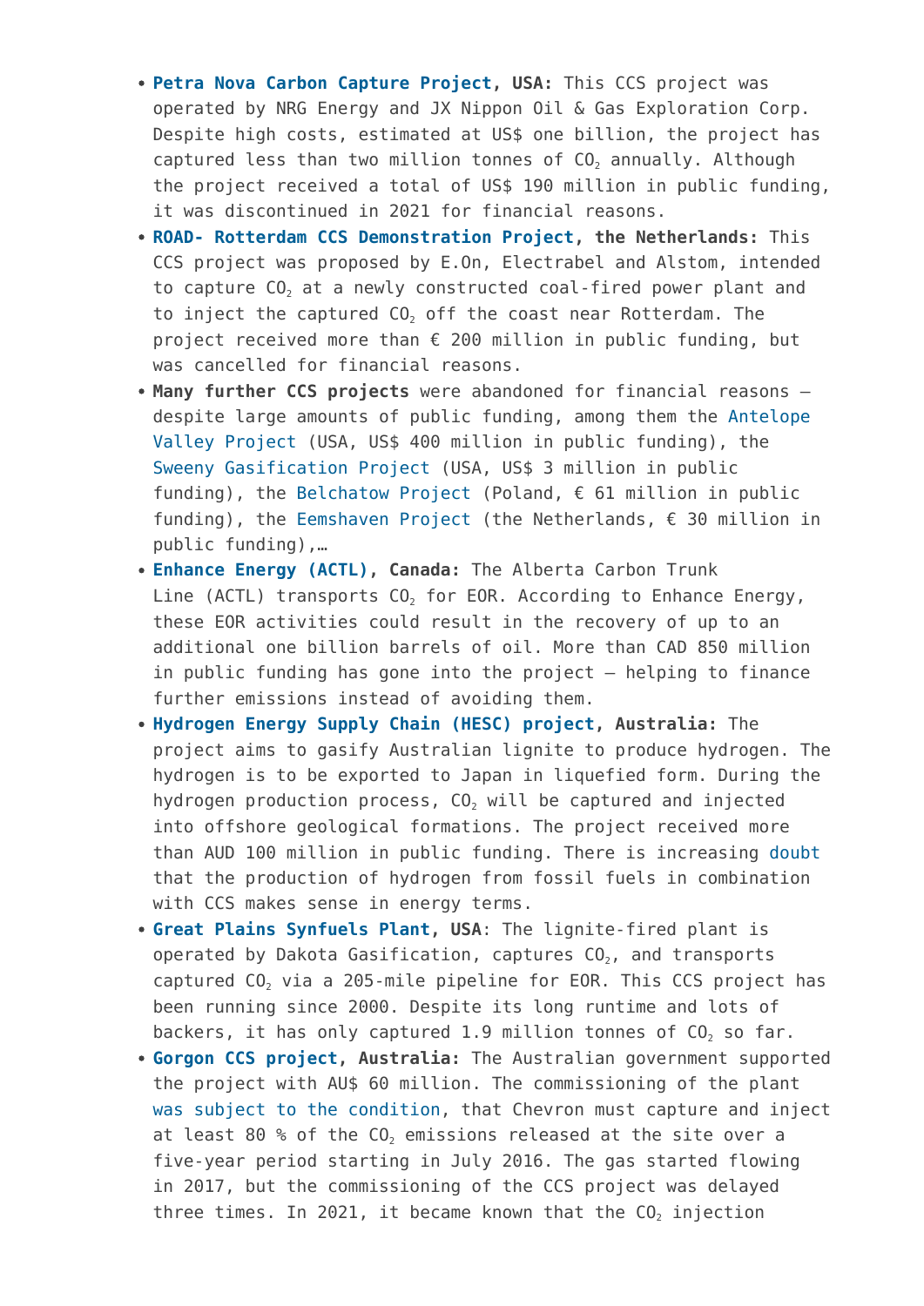- **Petra Nova Carbon Capture Project, USA:** This CCS project was operated by NRG Energy and JX Nippon Oil & Gas Exploration Corp. Despite high costs, estimated at US$ one billion, the project has captured less than two million tonnes of $CO_2$ annually. Although the project received a total of US$ 190 million in public funding, it was discontinued in 2021 for financial reasons.
- **ROAD- Rotterdam CCS Demonstration Project, the Netherlands:** This CCS project was proposed by E.On, Electrabel and Alstom, intended to capture $CO_2$ at a newly constructed coal-fired power plant and to inject the captured $CO_2$ off the coast near Rotterdam. The project received more than € 200 million in public funding, but was cancelled for financial reasons.
- **Many further CCS projects** were abandoned for financial reasons – despite large amounts of public funding, among them the Antelope Valley Project (USA, US$ 400 million in public funding), the Sweeny Gasification Project (USA, US$ 3 million in public funding), the Belchatow Project (Poland, € 61 million in public funding), the Eemshaven Project (the Netherlands, € 30 million in public funding),…
- **Enhance Energy (ACTL), Canada:** The Alberta Carbon Trunk Line (ACTL) transports $CO_2$ for EOR. According to Enhance Energy, these EOR activities could result in the recovery of up to an additional one billion barrels of oil. More than CAD 850 million in public funding has gone into the project – helping to finance further emissions instead of avoiding them.
- **Hydrogen Energy Supply Chain (HESC) project, Australia:** The project aims to gasify Australian lignite to produce hydrogen. The hydrogen is to be exported to Japan in liquefied form. During the hydrogen production process, $CO_2$ will be captured and injected into offshore geological formations. The project received more than AUD 100 million in public funding. There is increasing doubt that the production of hydrogen from fossil fuels in combination with CCS makes sense in energy terms.
- **Great Plains Synfuels Plant, USA**: The lignite-fired plant is operated by Dakota Gasification, captures $CO_2$, and transports captured $CO_2$ via a 205-mile pipeline for EOR. This CCS project has been running since 2000. Despite its long runtime and lots of backers, it has only captured 1.9 million tonnes of $CO_2$ so far.
- **Gorgon CCS project, Australia:** The Australian government supported the project with AU$ 60 million. The commissioning of the plant was subject to the condition, that Chevron must capture and inject at least 80 % of the $CO_2$ emissions released at the site over a five-year period starting in July 2016. The gas started flowing in 2017, but the commissioning of the CCS project was delayed three times. In 2021, it became known that the $CO_2$ injection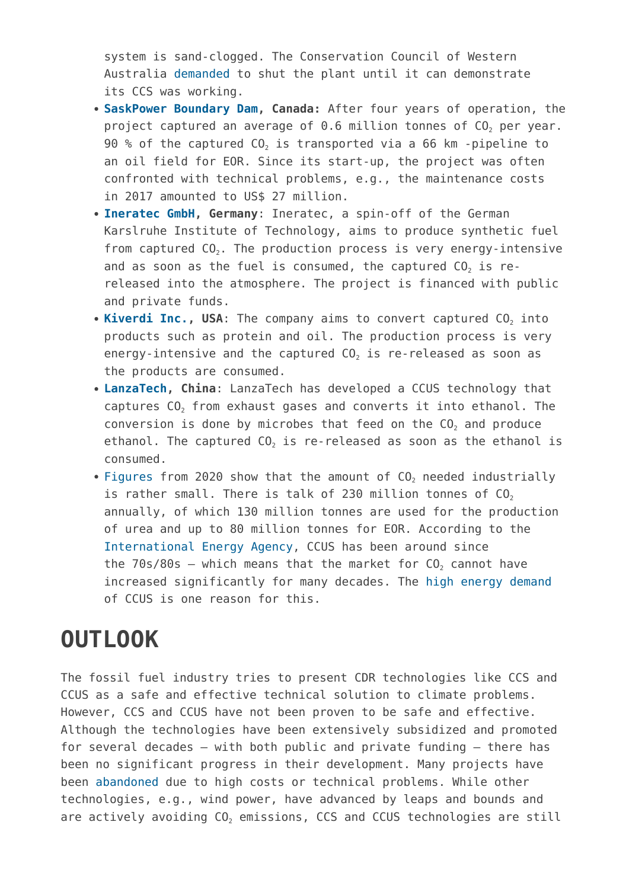system is sand-clogged. The Conservation Council of Western Australia demanded to shut the plant until it can demonstrate its CCS was working.

- **SaskPower Boundary Dam, Canada:** After four years of operation, the project captured an average of 0.6 million tonnes of $CO_2$ per year. 90 % of the captured $CO_2$ is transported via a 66 km -pipeline to an oil field for EOR. Since its start-up, the project was often confronted with technical problems, e.g., the maintenance costs in 2017 amounted to US$ 27 million.
- **Ineratec GmbH, Germany**: Ineratec, a spin-off of the German Karslruhe Institute of Technology, aims to produce synthetic fuel from captured $CO_2$. The production process is very energy-intensive and as soon as the fuel is consumed, the captured $CO_2$ is re-released into the atmosphere. The project is financed with public and private funds.
- **Kiverdi Inc., USA**: The company aims to convert captured $CO_2$ into products such as protein and oil. The production process is very energy-intensive and the captured $CO_2$ is re-released as soon as the products are consumed.
- **LanzaTech, China**: LanzaTech has developed a CCUS technology that captures $CO_2$ from exhaust gases and converts it into ethanol. The conversion is done by microbes that feed on the $CO_2$ and produce ethanol. The captured $CO_2$ is re-released as soon as the ethanol is consumed.
- Figures from 2020 show that the amount of $CO_2$ needed industrially is rather small. There is talk of 230 million tonnes of $CO_2$ annually, of which 130 million tonnes are used for the production of urea and up to 80 million tonnes for EOR. According to the International Energy Agency, CCUS has been around since the 70s/80s – which means that the market for $CO_2$ cannot have increased significantly for many decades. The high energy demand of CCUS is one reason for this.

# OUTLOOK

The fossil fuel industry tries to present CDR technologies like CCS and CCUS as a safe and effective technical solution to climate problems. However, CCS and CCUS have not been proven to be safe and effective. Although the technologies have been extensively subsidized and promoted for several decades – with both public and private funding – there has been no significant progress in their development. Many projects have been abandoned due to high costs or technical problems. While other technologies, e.g., wind power, have advanced by leaps and bounds and are actively avoiding $CO_2$ emissions, CCS and CCUS technologies are still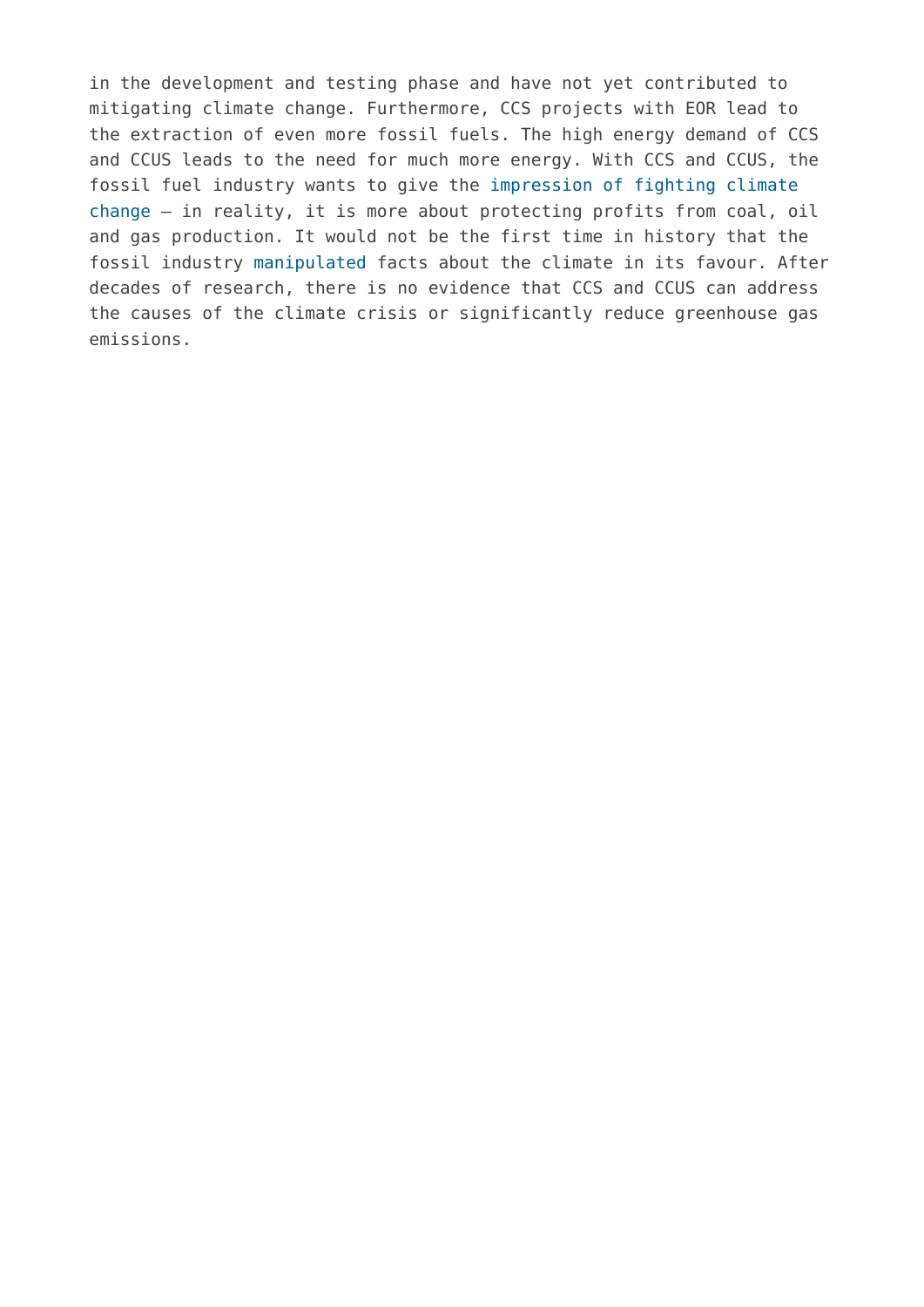in the development and testing phase and have not yet contributed to mitigating climate change. Furthermore, CCS projects with EOR lead to the extraction of even more fossil fuels. The high energy demand of CCS and CCUS leads to the need for much more energy. With CCS and CCUS, the fossil fuel industry wants to give the impression of fighting climate change – in reality, it is more about protecting profits from coal, oil and gas production. It would not be the first time in history that the fossil industry manipulated facts about the climate in its favour. After decades of research, there is no evidence that CCS and CCUS can address the causes of the climate crisis or significantly reduce greenhouse gas emissions.